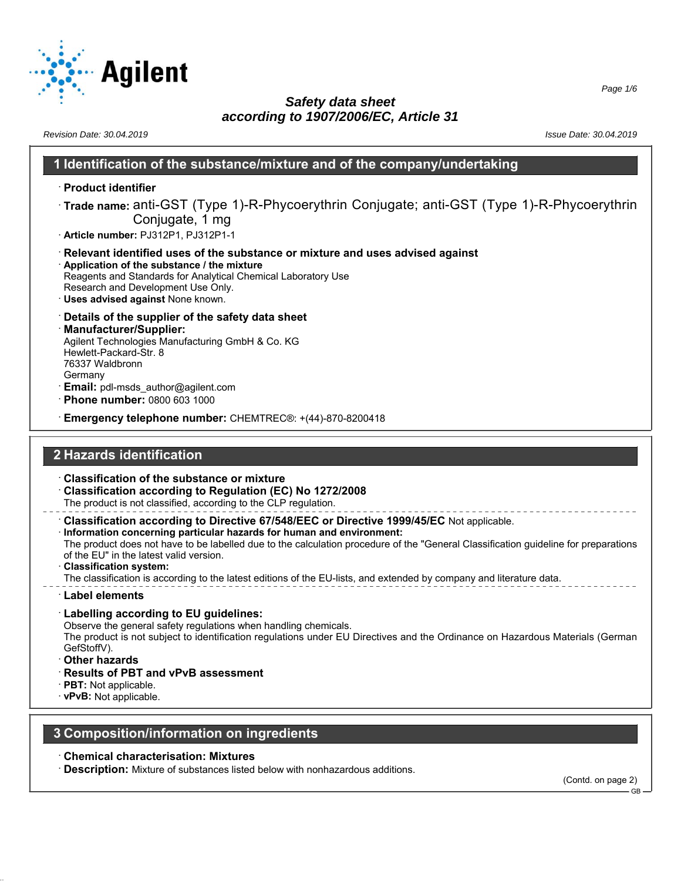# Safety data sheet
## according to 1907/2006/EC, Article 31

Revision Date: 30.04.2019

Issue Date: 30.04.2019

## 1 Identification of the substance/mixture and of the company/undertaking

· **Product identifier**

· **Trade name:** anti-GST (Type 1)-R-Phycoerythrin Conjugate; anti-GST (Type 1)-R-Phycoerythrin Conjugate, 1 mg

· **Article number:** PJ312P1, PJ312P1-1

· **Relevant identified uses of the substance or mixture and uses advised against**

· **Application of the substance / the mixture**
Reagents and Standards for Analytical Chemical Laboratory Use
Research and Development Use Only.

· **Uses advised against** None known.

· **Details of the supplier of the safety data sheet**

· **Manufacturer/Supplier:**
Agilent Technologies Manufacturing GmbH & Co. KG
Hewlett-Packard-Str. 8
76337 Waldbronn
Germany

· **Email:** pdl-msds_author@agilent.com

· **Phone number:** 0800 603 1000

· **Emergency telephone number:** CHEMTREC®: +(44)-870-8200418

## 2 Hazards identification

· **Classification of the substance or mixture**

· **Classification according to Regulation (EC) No 1272/2008**
The product is not classified, according to the CLP regulation.

· **Classification according to Directive 67/548/EEC or Directive 1999/45/EC** Not applicable.

· **Information concerning particular hazards for human and environment:**
The product does not have to be labelled due to the calculation procedure of the "General Classification guideline for preparations of the EU" in the latest valid version.

· **Classification system:**
The classification is according to the latest editions of the EU-lists, and extended by company and literature data.

· **Label elements**

· **Labelling according to EU guidelines:**
Observe the general safety regulations when handling chemicals.
The product is not subject to identification regulations under EU Directives and the Ordinance on Hazardous Materials (German GefStoffV).

· **Other hazards**

· **Results of PBT and vPvB assessment**

· **PBT:** Not applicable.

· **vPvB:** Not applicable.

## 3 Composition/information on ingredients

· **Chemical characterisation: Mixtures**

· **Description:** Mixture of substances listed below with nonhazardous additions.

(Contd. on page 2)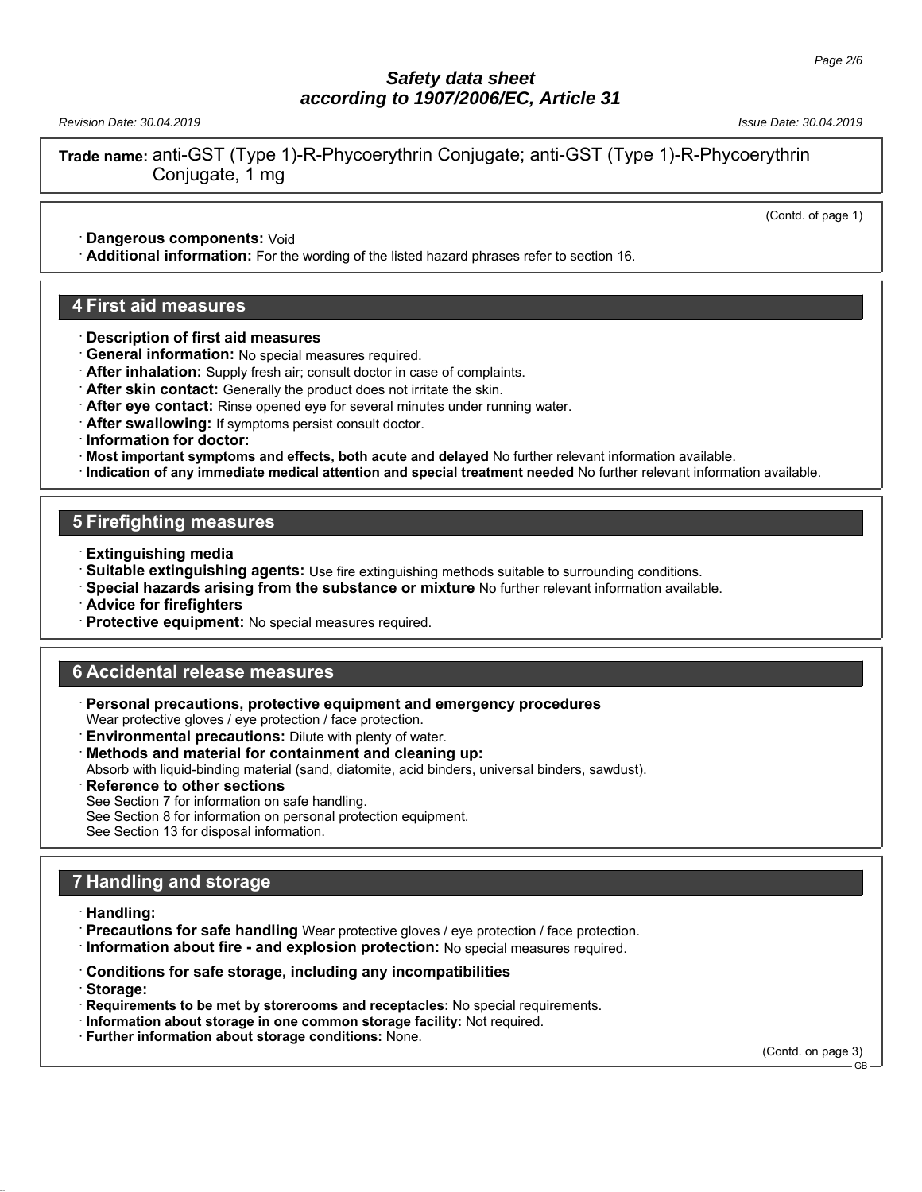**Trade name:** anti-GST (Type 1)-R-Phycoerythrin Conjugate; anti-GST (Type 1)-R-Phycoerythrin Conjugate, 1 mg

(Contd. of page 1)

· **Dangerous components:** Void
· **Additional information:** For the wording of the listed hazard phrases refer to section 16.

## 4 First aid measures

· **Description of first aid measures**
· **General information:** No special measures required.
· **After inhalation:** Supply fresh air; consult doctor in case of complaints.
· **After skin contact:** Generally the product does not irritate the skin.
· **After eye contact:** Rinse opened eye for several minutes under running water.
· **After swallowing:** If symptoms persist consult doctor.
· **Information for doctor:**
· **Most important symptoms and effects, both acute and delayed** No further relevant information available.
· **Indication of any immediate medical attention and special treatment needed** No further relevant information available.

## 5 Firefighting measures

· **Extinguishing media**
· **Suitable extinguishing agents:** Use fire extinguishing methods suitable to surrounding conditions.
· **Special hazards arising from the substance or mixture** No further relevant information available.
· **Advice for firefighters**
· **Protective equipment:** No special measures required.

## 6 Accidental release measures

· **Personal precautions, protective equipment and emergency procedures**
Wear protective gloves / eye protection / face protection.
· **Environmental precautions:** Dilute with plenty of water.
· **Methods and material for containment and cleaning up:**
Absorb with liquid-binding material (sand, diatomite, acid binders, universal binders, sawdust).
· **Reference to other sections**
See Section 7 for information on safe handling.
See Section 8 for information on personal protection equipment.
See Section 13 for disposal information.

## 7 Handling and storage

· **Handling:**
· **Precautions for safe handling** Wear protective gloves / eye protection / face protection.
· **Information about fire - and explosion protection:** No special measures required.

· **Conditions for safe storage, including any incompatibilities**
· **Storage:**
· **Requirements to be met by storerooms and receptacles:** No special requirements.
· **Information about storage in one common storage facility:** Not required.
· **Further information about storage conditions:** None.

(Contd. on page 3)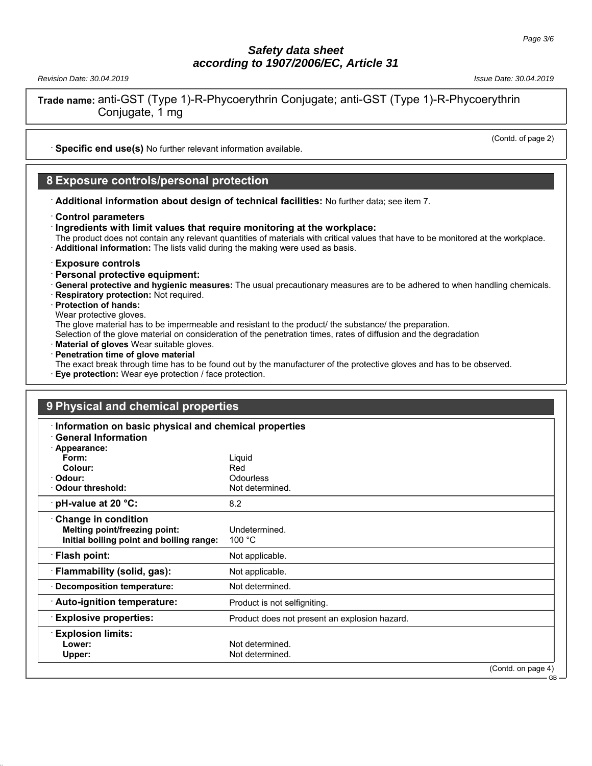# Safety data sheet
## according to 1907/2006/EC, Article 31

Revision Date: 30.04.2019 Issue Date: 30.04.2019

**Trade name:** anti-GST (Type 1)-R-Phycoerythrin Conjugate; anti-GST (Type 1)-R-Phycoerythrin Conjugate, 1 mg

(Contd. of page 2)

· **Specific end use(s)** No further relevant information available.

## 8 Exposure controls/personal protection

· **Additional information about design of technical facilities:** No further data; see item 7.

· **Control parameters**
· **Ingredients with limit values that require monitoring at the workplace:**
The product does not contain any relevant quantities of materials with critical values that have to be monitored at the workplace.
· **Additional information:** The lists valid during the making were used as basis.

· **Exposure controls**
· **Personal protective equipment:**
· **General protective and hygienic measures:** The usual precautionary measures are to be adhered to when handling chemicals.
· **Respiratory protection:** Not required.
· **Protection of hands:**
Wear protective gloves.
The glove material has to be impermeable and resistant to the product/ the substance/ the preparation.
Selection of the glove material on consideration of the penetration times, rates of diffusion and the degradation
· **Material of gloves** Wear suitable gloves.
· **Penetration time of glove material**
The exact break through time has to be found out by the manufacturer of the protective gloves and has to be observed.
· **Eye protection:** Wear eye protection / face protection.

## 9 Physical and chemical properties

· **Information on basic physical and chemical properties**
· **General Information**

| Property | Value |
|---|---|
| · **Appearance:** | |
| **Form:** | Liquid |
| **Colour:** | Red |
| · **Odour:** | Odourless |
| · **Odour threshold:** | Not determined. |
| · **pH-value at 20 °C:** | 8.2 |
| · **Change in condition** | |
| **Melting point/freezing point:** | Undetermined. |
| **Initial boiling point and boiling range:** | 100 °C |
| · **Flash point:** | Not applicable. |
| · **Flammability (solid, gas):** | Not applicable. |
| · **Decomposition temperature:** | Not determined. |
| · **Auto-ignition temperature:** | Product is not selfigniting. |
| · **Explosive properties:** | Product does not present an explosion hazard. |
| · **Explosion limits:** | |
| **Lower:** | Not determined. |
| **Upper:** | Not determined. |

(Contd. on page 4)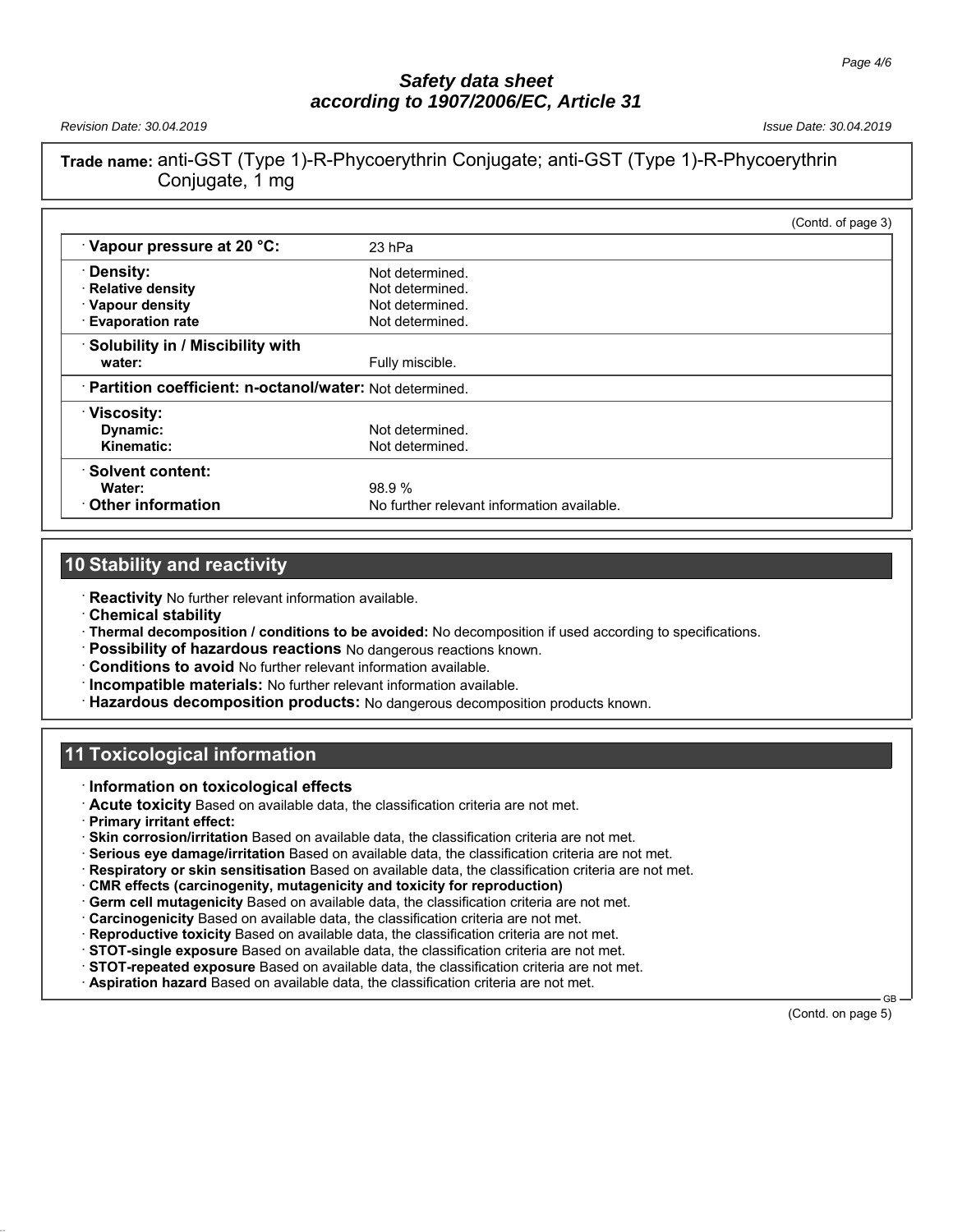**Trade name:** anti-GST (Type 1)-R-Phycoerythrin Conjugate; anti-GST (Type 1)-R-Phycoerythrin Conjugate, 1 mg

(Contd. of page 3)

| | |
|---|---|
| · **Vapour pressure at 20 °C:** | 23 hPa |
| · **Density:** | Not determined. |
| · **Relative density** | Not determined. |
| · **Vapour density** | Not determined. |
| · **Evaporation rate** | Not determined. |
| · **Solubility in / Miscibility with water:** | Fully miscible. |
| · **Partition coefficient: n-octanol/water:** | Not determined. |
| · **Viscosity:** | |
| **Dynamic:** | Not determined. |
| **Kinematic:** | Not determined. |
| · **Solvent content:** | |
| **Water:** | 98.9 % |
| · **Other information** | No further relevant information available. |

## 10 Stability and reactivity

· **Reactivity** No further relevant information available.
· **Chemical stability**
· **Thermal decomposition / conditions to be avoided:** No decomposition if used according to specifications.
· **Possibility of hazardous reactions** No dangerous reactions known.
· **Conditions to avoid** No further relevant information available.
· **Incompatible materials:** No further relevant information available.
· **Hazardous decomposition products:** No dangerous decomposition products known.

## 11 Toxicological information

· **Information on toxicological effects**
· **Acute toxicity** Based on available data, the classification criteria are not met.
· **Primary irritant effect:**
· **Skin corrosion/irritation** Based on available data, the classification criteria are not met.
· **Serious eye damage/irritation** Based on available data, the classification criteria are not met.
· **Respiratory or skin sensitisation** Based on available data, the classification criteria are not met.
· **CMR effects (carcinogenity, mutagenicity and toxicity for reproduction)**
· **Germ cell mutagenicity** Based on available data, the classification criteria are not met.
· **Carcinogenicity** Based on available data, the classification criteria are not met.
· **Reproductive toxicity** Based on available data, the classification criteria are not met.
· **STOT-single exposure** Based on available data, the classification criteria are not met.
· **STOT-repeated exposure** Based on available data, the classification criteria are not met.
· **Aspiration hazard** Based on available data, the classification criteria are not met.

(Contd. on page 5)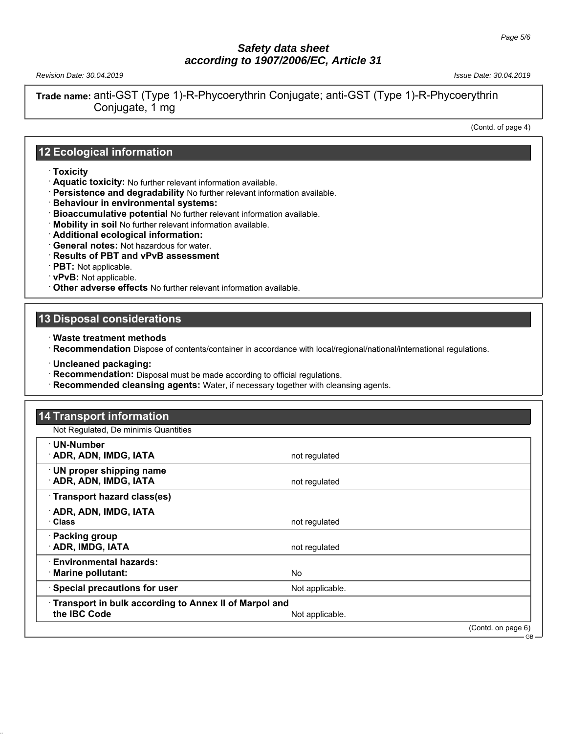**Trade name:** anti-GST (Type 1)-R-Phycoerythrin Conjugate; anti-GST (Type 1)-R-Phycoerythrin Conjugate, 1 mg

(Contd. of page 4)

## 12 Ecological information

- **Toxicity**
- **Aquatic toxicity:** No further relevant information available.
- **Persistence and degradability** No further relevant information available.
- **Behaviour in environmental systems:**
- **Bioaccumulative potential** No further relevant information available.
- **Mobility in soil** No further relevant information available.
- **Additional ecological information:**
- **General notes:** Not hazardous for water.
- **Results of PBT and vPvB assessment**
- **PBT:** Not applicable.
- **vPvB:** Not applicable.
- **Other adverse effects** No further relevant information available.

## 13 Disposal considerations

- **Waste treatment methods**
- **Recommendation** Dispose of contents/container in accordance with local/regional/national/international regulations.

- **Uncleaned packaging:**
- **Recommendation:** Disposal must be made according to official regulations.
- **Recommended cleansing agents:** Water, if necessary together with cleansing agents.

## 14 Transport information

Not Regulated, De minimis Quantities

| | |
|---|---|
| **UN-Number**<br>**ADR, ADN, IMDG, IATA** | not regulated |
| **UN proper shipping name**<br>**ADR, ADN, IMDG, IATA** | not regulated |
| **Transport hazard class(es)**<br>**ADR, ADN, IMDG, IATA**<br>**Class** | not regulated |
| **Packing group**<br>**ADR, IMDG, IATA** | not regulated |
| **Environmental hazards:**<br>**Marine pollutant:** | No |
| **Special precautions for user** | Not applicable. |
| **Transport in bulk according to Annex II of Marpol and the IBC Code** | Not applicable. |

(Contd. on page 6)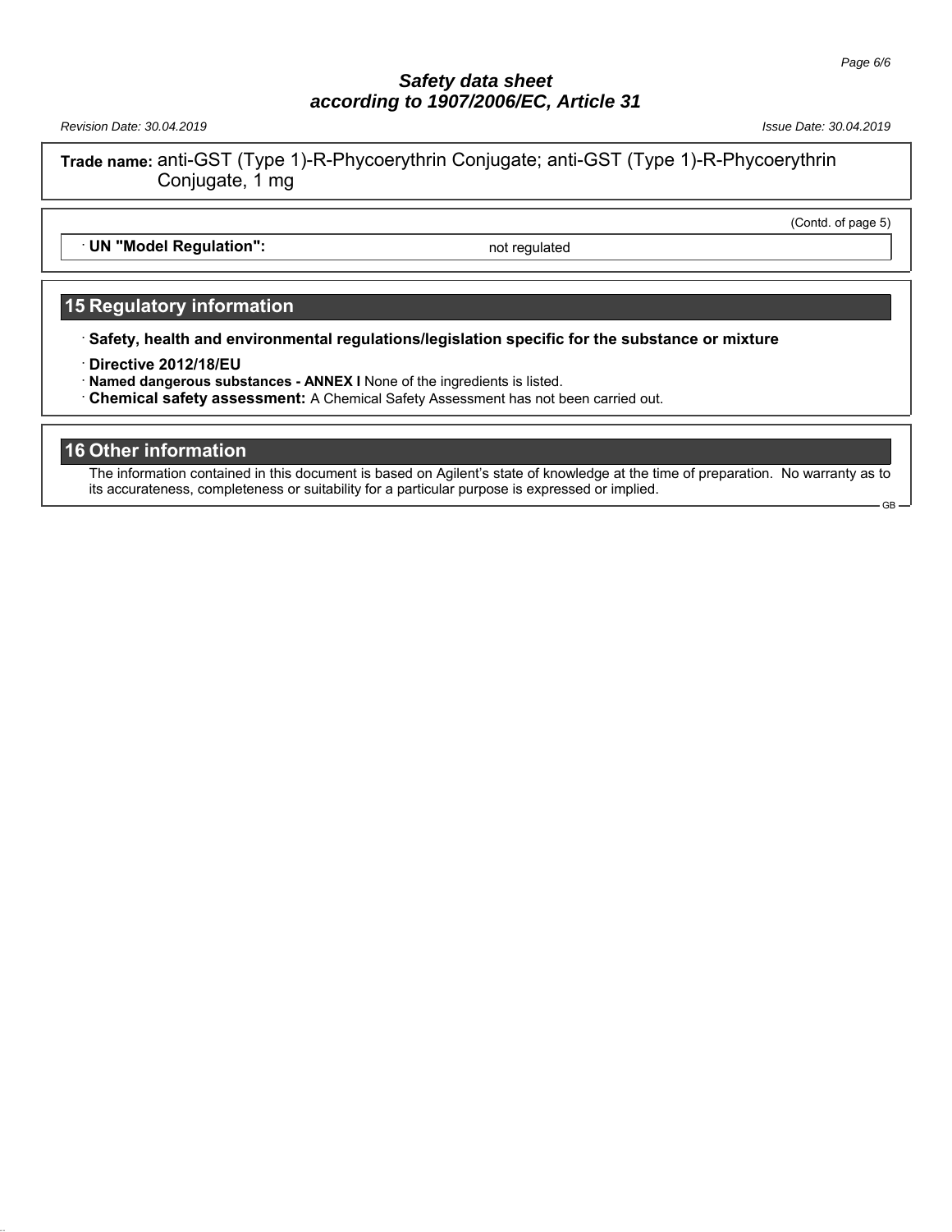**Trade name:** anti-GST (Type 1)-R-Phycoerythrin Conjugate; anti-GST (Type 1)-R-Phycoerythrin Conjugate, 1 mg

(Contd. of page 5)

| | |
|---|---|
| · **UN "Model Regulation":** | not regulated |

## 15 Regulatory information

· **Safety, health and environmental regulations/legislation specific for the substance or mixture**

· **Directive 2012/18/EU**

· **Named dangerous substances - ANNEX I** None of the ingredients is listed.

· **Chemical safety assessment:** A Chemical Safety Assessment has not been carried out.

## 16 Other information

The information contained in this document is based on Agilent's state of knowledge at the time of preparation. No warranty as to its accurateness, completeness or suitability for a particular purpose is expressed or implied.

GB